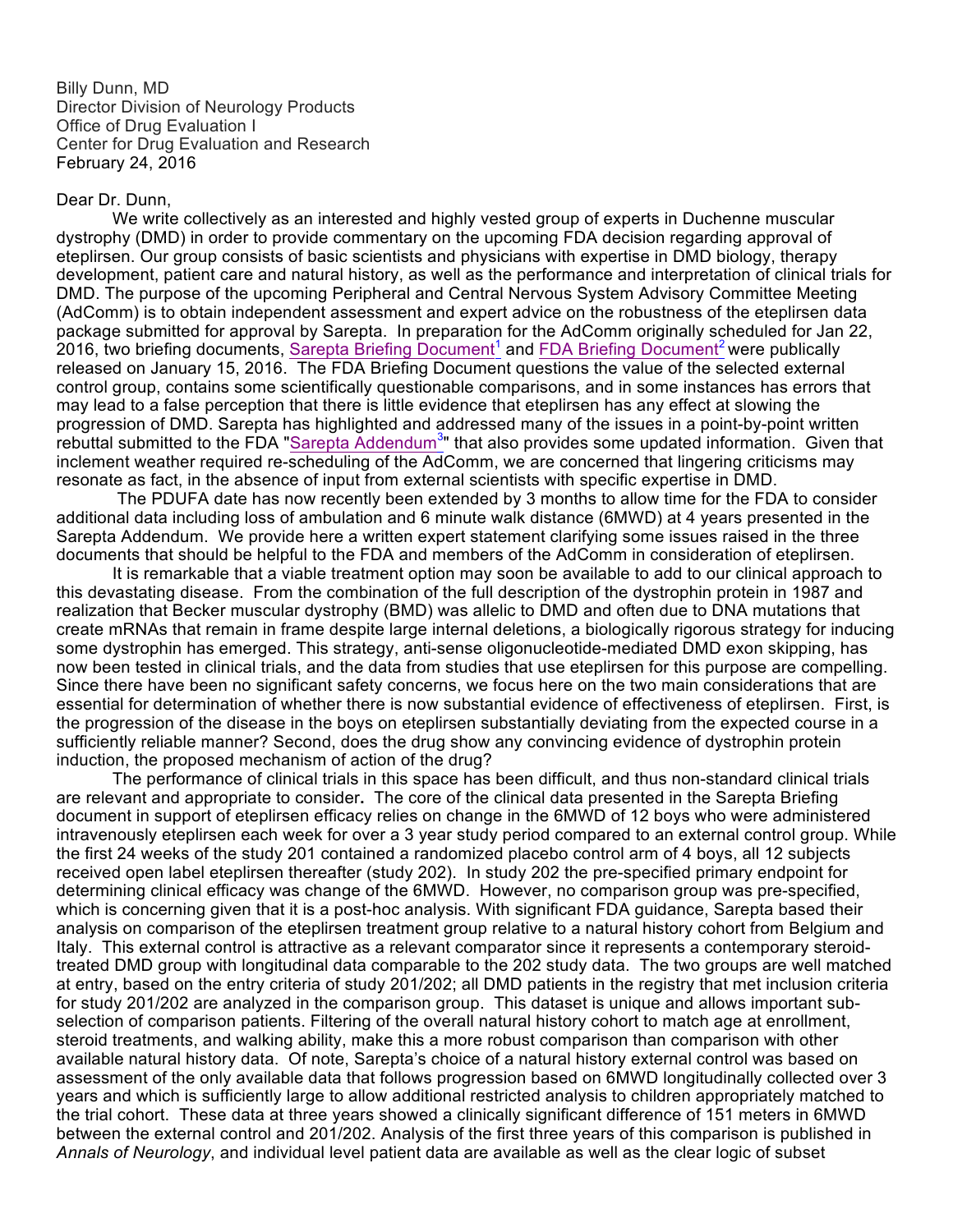Billy Dunn, MD
Director Division of Neurology Products
Office of Drug Evaluation I
Center for Drug Evaluation and Research
February 24, 2016

Dear Dr. Dunn,

We write collectively as an interested and highly vested group of experts in Duchenne muscular dystrophy (DMD) in order to provide commentary on the upcoming FDA decision regarding approval of eteplirsen. Our group consists of basic scientists and physicians with expertise in DMD biology, therapy development, patient care and natural history, as well as the performance and interpretation of clinical trials for DMD. The purpose of the upcoming Peripheral and Central Nervous System Advisory Committee Meeting (AdComm) is to obtain independent assessment and expert advice on the robustness of the eteplirsen data package submitted for approval by Sarepta. In preparation for the AdComm originally scheduled for Jan 22, 2016, two briefing documents, Sarepta Briefing Document[1] and FDA Briefing Document[2] were publically released on January 15, 2016. The FDA Briefing Document questions the value of the selected external control group, contains some scientifically questionable comparisons, and in some instances has errors that may lead to a false perception that there is little evidence that eteplirsen has any effect at slowing the progression of DMD. Sarepta has highlighted and addressed many of the issues in a point-by-point written rebuttal submitted to the FDA "Sarepta Addendum[3]" that also provides some updated information. Given that inclement weather required re-scheduling of the AdComm, we are concerned that lingering criticisms may resonate as fact, in the absence of input from external scientists with specific expertise in DMD.

The PDUFA date has now recently been extended by 3 months to allow time for the FDA to consider additional data including loss of ambulation and 6 minute walk distance (6MWD) at 4 years presented in the Sarepta Addendum. We provide here a written expert statement clarifying some issues raised in the three documents that should be helpful to the FDA and members of the AdComm in consideration of eteplirsen.

It is remarkable that a viable treatment option may soon be available to add to our clinical approach to this devastating disease. From the combination of the full description of the dystrophin protein in 1987 and realization that Becker muscular dystrophy (BMD) was allelic to DMD and often due to DNA mutations that create mRNAs that remain in frame despite large internal deletions, a biologically rigorous strategy for inducing some dystrophin has emerged. This strategy, anti-sense oligonucleotide-mediated DMD exon skipping, has now been tested in clinical trials, and the data from studies that use eteplirsen for this purpose are compelling. Since there have been no significant safety concerns, we focus here on the two main considerations that are essential for determination of whether there is now substantial evidence of effectiveness of eteplirsen. First, is the progression of the disease in the boys on eteplirsen substantially deviating from the expected course in a sufficiently reliable manner? Second, does the drug show any convincing evidence of dystrophin protein induction, the proposed mechanism of action of the drug?

The performance of clinical trials in this space has been difficult, and thus non-standard clinical trials are relevant and appropriate to consider**.** The core of the clinical data presented in the Sarepta Briefing document in support of eteplirsen efficacy relies on change in the 6MWD of 12 boys who were administered intravenously eteplirsen each week for over a 3 year study period compared to an external control group. While the first 24 weeks of the study 201 contained a randomized placebo control arm of 4 boys, all 12 subjects received open label eteplirsen thereafter (study 202). In study 202 the pre-specified primary endpoint for determining clinical efficacy was change of the 6MWD. However, no comparison group was pre-specified, which is concerning given that it is a post-hoc analysis. With significant FDA guidance, Sarepta based their analysis on comparison of the eteplirsen treatment group relative to a natural history cohort from Belgium and Italy. This external control is attractive as a relevant comparator since it represents a contemporary steroid-treated DMD group with longitudinal data comparable to the 202 study data. The two groups are well matched at entry, based on the entry criteria of study 201/202; all DMD patients in the registry that met inclusion criteria for study 201/202 are analyzed in the comparison group. This dataset is unique and allows important sub-selection of comparison patients. Filtering of the overall natural history cohort to match age at enrollment, steroid treatments, and walking ability, make this a more robust comparison than comparison with other available natural history data. Of note, Sarepta's choice of a natural history external control was based on assessment of the only available data that follows progression based on 6MWD longitudinally collected over 3 years and which is sufficiently large to allow additional restricted analysis to children appropriately matched to the trial cohort. These data at three years showed a clinically significant difference of 151 meters in 6MWD between the external control and 201/202. Analysis of the first three years of this comparison is published in *Annals of Neurology*, and individual level patient data are available as well as the clear logic of subset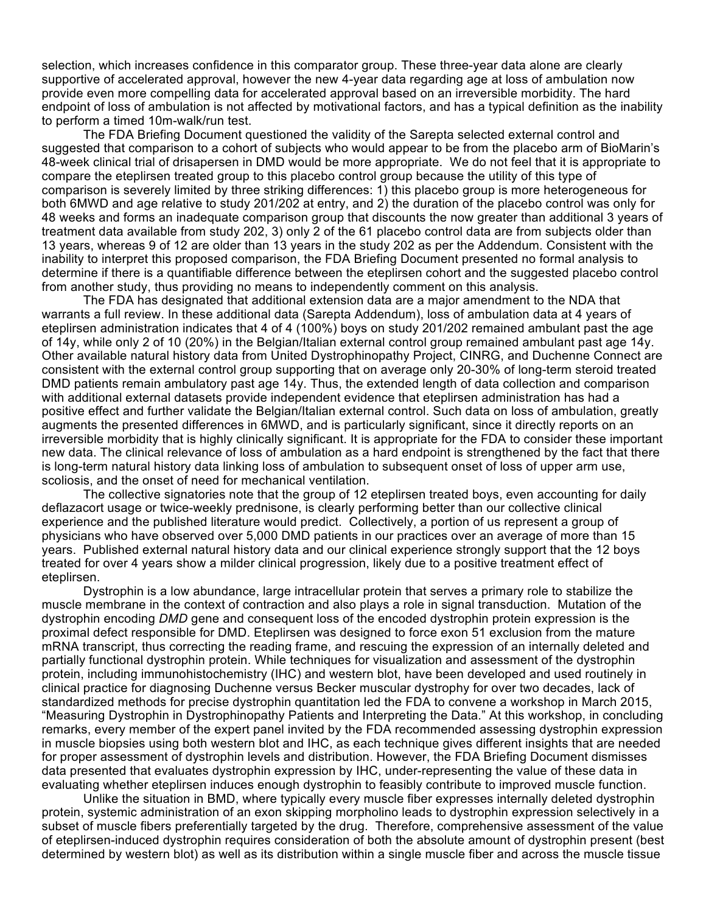selection, which increases confidence in this comparator group. These three-year data alone are clearly supportive of accelerated approval, however the new 4-year data regarding age at loss of ambulation now provide even more compelling data for accelerated approval based on an irreversible morbidity. The hard endpoint of loss of ambulation is not affected by motivational factors, and has a typical definition as the inability to perform a timed 10m-walk/run test.

The FDA Briefing Document questioned the validity of the Sarepta selected external control and suggested that comparison to a cohort of subjects who would appear to be from the placebo arm of BioMarin's 48-week clinical trial of drisapersen in DMD would be more appropriate. We do not feel that it is appropriate to compare the eteplirsen treated group to this placebo control group because the utility of this type of comparison is severely limited by three striking differences: 1) this placebo group is more heterogeneous for both 6MWD and age relative to study 201/202 at entry, and 2) the duration of the placebo control was only for 48 weeks and forms an inadequate comparison group that discounts the now greater than additional 3 years of treatment data available from study 202, 3) only 2 of the 61 placebo control data are from subjects older than 13 years, whereas 9 of 12 are older than 13 years in the study 202 as per the Addendum. Consistent with the inability to interpret this proposed comparison, the FDA Briefing Document presented no formal analysis to determine if there is a quantifiable difference between the eteplirsen cohort and the suggested placebo control from another study, thus providing no means to independently comment on this analysis.

The FDA has designated that additional extension data are a major amendment to the NDA that warrants a full review. In these additional data (Sarepta Addendum), loss of ambulation data at 4 years of eteplirsen administration indicates that 4 of 4 (100%) boys on study 201/202 remained ambulant past the age of 14y, while only 2 of 10 (20%) in the Belgian/Italian external control group remained ambulant past age 14y. Other available natural history data from United Dystrophinopathy Project, CINRG, and Duchenne Connect are consistent with the external control group supporting that on average only 20-30% of long-term steroid treated DMD patients remain ambulatory past age 14y. Thus, the extended length of data collection and comparison with additional external datasets provide independent evidence that eteplirsen administration has had a positive effect and further validate the Belgian/Italian external control. Such data on loss of ambulation, greatly augments the presented differences in 6MWD, and is particularly significant, since it directly reports on an irreversible morbidity that is highly clinically significant. It is appropriate for the FDA to consider these important new data. The clinical relevance of loss of ambulation as a hard endpoint is strengthened by the fact that there is long-term natural history data linking loss of ambulation to subsequent onset of loss of upper arm use, scoliosis, and the onset of need for mechanical ventilation.

The collective signatories note that the group of 12 eteplirsen treated boys, even accounting for daily deflazacort usage or twice-weekly prednisone, is clearly performing better than our collective clinical experience and the published literature would predict. Collectively, a portion of us represent a group of physicians who have observed over 5,000 DMD patients in our practices over an average of more than 15 years. Published external natural history data and our clinical experience strongly support that the 12 boys treated for over 4 years show a milder clinical progression, likely due to a positive treatment effect of eteplirsen.

Dystrophin is a low abundance, large intracellular protein that serves a primary role to stabilize the muscle membrane in the context of contraction and also plays a role in signal transduction. Mutation of the dystrophin encoding *DMD* gene and consequent loss of the encoded dystrophin protein expression is the proximal defect responsible for DMD. Eteplirsen was designed to force exon 51 exclusion from the mature mRNA transcript, thus correcting the reading frame, and rescuing the expression of an internally deleted and partially functional dystrophin protein. While techniques for visualization and assessment of the dystrophin protein, including immunohistochemistry (IHC) and western blot, have been developed and used routinely in clinical practice for diagnosing Duchenne versus Becker muscular dystrophy for over two decades, lack of standardized methods for precise dystrophin quantitation led the FDA to convene a workshop in March 2015, "Measuring Dystrophin in Dystrophinopathy Patients and Interpreting the Data." At this workshop, in concluding remarks, every member of the expert panel invited by the FDA recommended assessing dystrophin expression in muscle biopsies using both western blot and IHC, as each technique gives different insights that are needed for proper assessment of dystrophin levels and distribution. However, the FDA Briefing Document dismisses data presented that evaluates dystrophin expression by IHC, under-representing the value of these data in evaluating whether eteplirsen induces enough dystrophin to feasibly contribute to improved muscle function.

Unlike the situation in BMD, where typically every muscle fiber expresses internally deleted dystrophin protein, systemic administration of an exon skipping morpholino leads to dystrophin expression selectively in a subset of muscle fibers preferentially targeted by the drug. Therefore, comprehensive assessment of the value of eteplirsen-induced dystrophin requires consideration of both the absolute amount of dystrophin present (best determined by western blot) as well as its distribution within a single muscle fiber and across the muscle tissue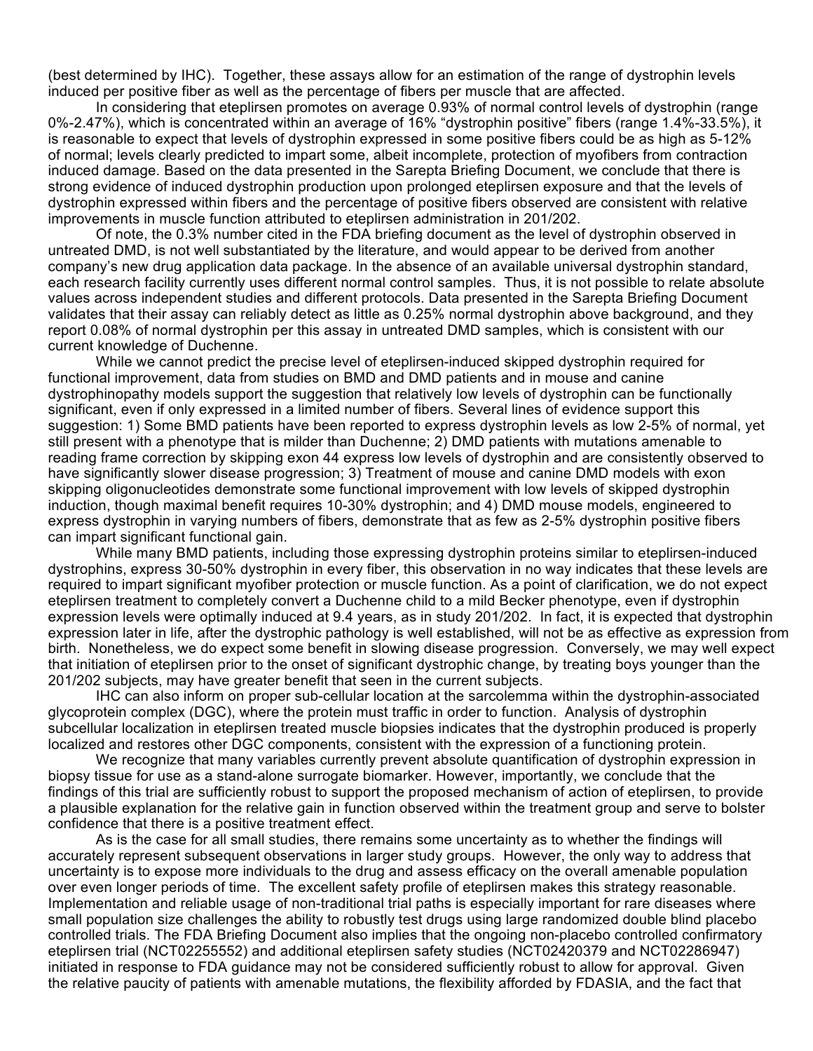(best determined by IHC). Together, these assays allow for an estimation of the range of dystrophin levels induced per positive fiber as well as the percentage of fibers per muscle that are affected.

In considering that eteplirsen promotes on average 0.93% of normal control levels of dystrophin (range 0%-2.47%), which is concentrated within an average of 16% "dystrophin positive" fibers (range 1.4%-33.5%), it is reasonable to expect that levels of dystrophin expressed in some positive fibers could be as high as 5-12% of normal; levels clearly predicted to impart some, albeit incomplete, protection of myofibers from contraction induced damage. Based on the data presented in the Sarepta Briefing Document, we conclude that there is strong evidence of induced dystrophin production upon prolonged eteplirsen exposure and that the levels of dystrophin expressed within fibers and the percentage of positive fibers observed are consistent with relative improvements in muscle function attributed to eteplirsen administration in 201/202.

Of note, the 0.3% number cited in the FDA briefing document as the level of dystrophin observed in untreated DMD, is not well substantiated by the literature, and would appear to be derived from another company's new drug application data package. In the absence of an available universal dystrophin standard, each research facility currently uses different normal control samples. Thus, it is not possible to relate absolute values across independent studies and different protocols. Data presented in the Sarepta Briefing Document validates that their assay can reliably detect as little as 0.25% normal dystrophin above background, and they report 0.08% of normal dystrophin per this assay in untreated DMD samples, which is consistent with our current knowledge of Duchenne.

While we cannot predict the precise level of eteplirsen-induced skipped dystrophin required for functional improvement, data from studies on BMD and DMD patients and in mouse and canine dystrophinopathy models support the suggestion that relatively low levels of dystrophin can be functionally significant, even if only expressed in a limited number of fibers. Several lines of evidence support this suggestion: 1) Some BMD patients have been reported to express dystrophin levels as low 2-5% of normal, yet still present with a phenotype that is milder than Duchenne; 2) DMD patients with mutations amenable to reading frame correction by skipping exon 44 express low levels of dystrophin and are consistently observed to have significantly slower disease progression; 3) Treatment of mouse and canine DMD models with exon skipping oligonucleotides demonstrate some functional improvement with low levels of skipped dystrophin induction, though maximal benefit requires 10-30% dystrophin; and 4) DMD mouse models, engineered to express dystrophin in varying numbers of fibers, demonstrate that as few as 2-5% dystrophin positive fibers can impart significant functional gain.

While many BMD patients, including those expressing dystrophin proteins similar to eteplirsen-induced dystrophins, express 30-50% dystrophin in every fiber, this observation in no way indicates that these levels are required to impart significant myofiber protection or muscle function. As a point of clarification, we do not expect eteplirsen treatment to completely convert a Duchenne child to a mild Becker phenotype, even if dystrophin expression levels were optimally induced at 9.4 years, as in study 201/202. In fact, it is expected that dystrophin expression later in life, after the dystrophic pathology is well established, will not be as effective as expression from birth. Nonetheless, we do expect some benefit in slowing disease progression. Conversely, we may well expect that initiation of eteplirsen prior to the onset of significant dystrophic change, by treating boys younger than the 201/202 subjects, may have greater benefit that seen in the current subjects.

IHC can also inform on proper sub-cellular location at the sarcolemma within the dystrophin-associated glycoprotein complex (DGC), where the protein must traffic in order to function. Analysis of dystrophin subcellular localization in eteplirsen treated muscle biopsies indicates that the dystrophin produced is properly localized and restores other DGC components, consistent with the expression of a functioning protein.

We recognize that many variables currently prevent absolute quantification of dystrophin expression in biopsy tissue for use as a stand-alone surrogate biomarker. However, importantly, we conclude that the findings of this trial are sufficiently robust to support the proposed mechanism of action of eteplirsen, to provide a plausible explanation for the relative gain in function observed within the treatment group and serve to bolster confidence that there is a positive treatment effect.

As is the case for all small studies, there remains some uncertainty as to whether the findings will accurately represent subsequent observations in larger study groups. However, the only way to address that uncertainty is to expose more individuals to the drug and assess efficacy on the overall amenable population over even longer periods of time. The excellent safety profile of eteplirsen makes this strategy reasonable. Implementation and reliable usage of non-traditional trial paths is especially important for rare diseases where small population size challenges the ability to robustly test drugs using large randomized double blind placebo controlled trials. The FDA Briefing Document also implies that the ongoing non-placebo controlled confirmatory eteplirsen trial (NCT02255552) and additional eteplirsen safety studies (NCT02420379 and NCT02286947) initiated in response to FDA guidance may not be considered sufficiently robust to allow for approval. Given the relative paucity of patients with amenable mutations, the flexibility afforded by FDASIA, and the fact that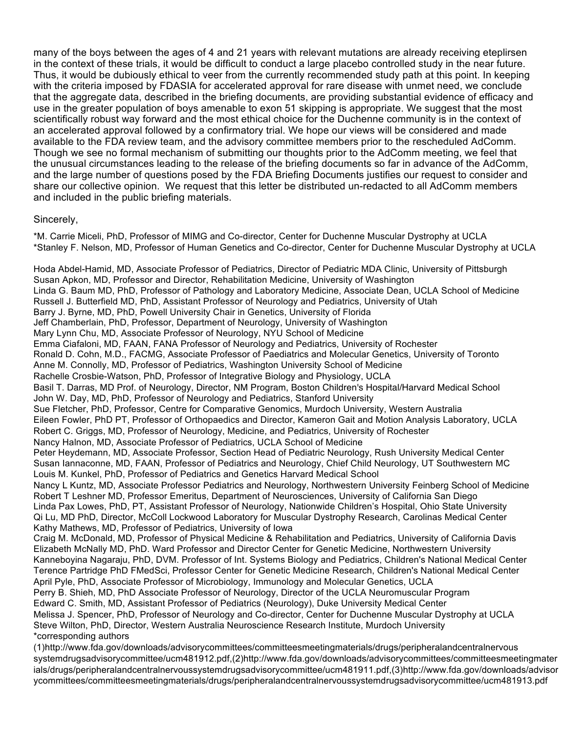many of the boys between the ages of 4 and 21 years with relevant mutations are already receiving eteplirsen in the context of these trials, it would be difficult to conduct a large placebo controlled study in the near future. Thus, it would be dubiously ethical to veer from the currently recommended study path at this point. In keeping with the criteria imposed by FDASIA for accelerated approval for rare disease with unmet need, we conclude that the aggregate data, described in the briefing documents, are providing substantial evidence of efficacy and use in the greater population of boys amenable to exon 51 skipping is appropriate. We suggest that the most scientifically robust way forward and the most ethical choice for the Duchenne community is in the context of an accelerated approval followed by a confirmatory trial. We hope our views will be considered and made available to the FDA review team, and the advisory committee members prior to the rescheduled AdComm. Though we see no formal mechanism of submitting our thoughts prior to the AdComm meeting, we feel that the unusual circumstances leading to the release of the briefing documents so far in advance of the AdComm, and the large number of questions posed by the FDA Briefing Documents justifies our request to consider and share our collective opinion. We request that this letter be distributed un-redacted to all AdComm members and included in the public briefing materials.

Sincerely,

*M. Carrie Miceli, PhD, Professor of MIMG and Co-director, Center for Duchenne Muscular Dystrophy at UCLA
*Stanley F. Nelson, MD, Professor of Human Genetics and Co-director, Center for Duchenne Muscular Dystrophy at UCLA

Hoda Abdel-Hamid, MD, Associate Professor of Pediatrics, Director of Pediatric MDA Clinic, University of Pittsburgh
Susan Apkon, MD, Professor and Director, Rehabilitation Medicine, University of Washington
Linda G. Baum MD, PhD, Professor of Pathology and Laboratory Medicine, Associate Dean, UCLA School of Medicine
Russell J. Butterfield MD, PhD, Assistant Professor of Neurology and Pediatrics, University of Utah
Barry J. Byrne, MD, PhD, Powell University Chair in Genetics, University of Florida
Jeff Chamberlain, PhD, Professor, Department of Neurology, University of Washington
Mary Lynn Chu, MD, Associate Professor of Neurology, NYU School of Medicine
Emma Ciafaloni, MD, FAAN, FANA Professor of Neurology and Pediatrics, University of Rochester
Ronald D. Cohn, M.D., FACMG, Associate Professor of Paediatrics and Molecular Genetics, University of Toronto
Anne M. Connolly, MD, Professor of Pediatrics, Washington University School of Medicine
Rachelle Crosbie-Watson, PhD, Professor of Integrative Biology and Physiology, UCLA
Basil T. Darras, MD Prof. of Neurology, Director, NM Program, Boston Children's Hospital/Harvard Medical School
John W. Day, MD, PhD, Professor of Neurology and Pediatrics, Stanford University
Sue Fletcher, PhD, Professor, Centre for Comparative Genomics, Murdoch University, Western Australia
Eileen Fowler, PhD PT, Professor of Orthopaedics and Director, Kameron Gait and Motion Analysis Laboratory, UCLA
Robert C. Griggs, MD, Professor of Neurology, Medicine, and Pediatrics, University of Rochester
Nancy Halnon, MD, Associate Professor of Pediatrics, UCLA School of Medicine
Peter Heydemann, MD, Associate Professor, Section Head of Pediatric Neurology, Rush University Medical Center
Susan Iannaconne, MD, FAAN, Professor of Pediatrics and Neurology, Chief Child Neurology, UT Southwestern MC
Louis M. Kunkel, PhD, Professor of Pediatrics and Genetics Harvard Medical School
Nancy L Kuntz, MD, Associate Professor Pediatrics and Neurology, Northwestern University Feinberg School of Medicine
Robert T Leshner MD, Professor Emeritus, Department of Neurosciences, University of California San Diego
Linda Pax Lowes, PhD, PT, Assistant Professor of Neurology, Nationwide Children's Hospital, Ohio State University
Qi Lu, MD PhD, Director, McColl Lockwood Laboratory for Muscular Dystrophy Research, Carolinas Medical Center
Kathy Mathews, MD, Professor of Pediatrics, University of Iowa
Craig M. McDonald, MD, Professor of Physical Medicine & Rehabilitation and Pediatrics, University of California Davis
Elizabeth McNally MD, PhD. Ward Professor and Director Center for Genetic Medicine, Northwestern University
Kanneboyina Nagaraju, PhD, DVM. Professor of Int. Systems Biology and Pediatrics, Children's National Medical Center
Terence Partridge PhD FMedSci, Professor Center for Genetic Medicine Research, Children's National Medical Center
April Pyle, PhD, Associate Professor of Microbiology, Immunology and Molecular Genetics, UCLA
Perry B. Shieh, MD, PhD Associate Professor of Neurology, Director of the UCLA Neuromuscular Program
Edward C. Smith, MD, Assistant Professor of Pediatrics (Neurology), Duke University Medical Center
Melissa J. Spencer, PhD, Professor of Neurology and Co-director, Center for Duchenne Muscular Dystrophy at UCLA
Steve Wilton, PhD, Director, Western Australia Neuroscience Research Institute, Murdoch University
*corresponding authors

(1)http://www.fda.gov/downloads/advisorycommittees/committeesmeetingmaterials/drugs/peripheralandcentralnervoussystemdrugsadvisorycommittee/ucm481912.pdf,(2)http://www.fda.gov/downloads/advisorycommittees/committeesmeetingmaterials/drugs/peripheralandcentralnervoussystemdrugsadvisorycommittee/ucm481911.pdf,(3)http://www.fda.gov/downloads/advisorycommittees/committeesmeetingmaterials/drugs/peripheralandcentralnervoussystemdrugsadvisorycommittee/ucm481913.pdf